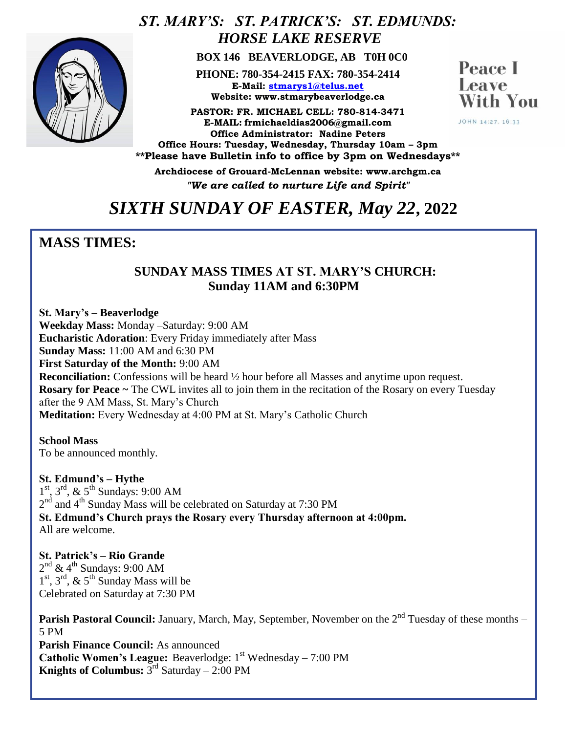# *ST. MARY'S: ST. PATRICK'S: ST. EDMUNDS: HORSE LAKE RESERVE*

**BOX 146 BEAVERLODGE, AB T0H 0C0**

**PHONE: 780-354-2415 FAX: 780-354-2414**
**E-Mail: stmarys1@telus.net**
**Website: www.stmarybeaverlodge.ca**

**PASTOR: FR. MICHAEL CELL: 780-814-3471**
**E-MAIL: frmichaeldias2006@gmail.com**
**Office Administrator: Nadine Peters**
**Office Hours: Tuesday, Wednesday, Thursday 10am – 3pm**
****Please have Bulletin info to office by 3pm on Wednesdays****

**Archdiocese of Grouard-McLennan website: www.archgm.ca**
***"We are called to nurture Life and Spirit"***

Peace I Leave With You

JOHN 14:27, 16:33

# *SIXTH SUNDAY OF EASTER, May 22*, 2022

## MASS TIMES:

### SUNDAY MASS TIMES AT ST. MARY'S CHURCH:
### Sunday 11AM and 6:30PM

**St. Mary's – Beaverlodge**
**Weekday Mass:** Monday –Saturday: 9:00 AM
**Eucharistic Adoration**: Every Friday immediately after Mass
**Sunday Mass:** 11:00 AM and 6:30 PM
**First Saturday of the Month:** 9:00 AM
**Reconciliation:** Confessions will be heard ½ hour before all Masses and anytime upon request.
**Rosary for Peace ~** The CWL invites all to join them in the recitation of the Rosary on every Tuesday after the 9 AM Mass, St. Mary's Church
**Meditation:** Every Wednesday at 4:00 PM at St. Mary's Catholic Church

**School Mass**
To be announced monthly.

**St. Edmund's – Hythe**
1st, 3rd, & 5th Sundays: 9:00 AM
2nd and 4th Sunday Mass will be celebrated on Saturday at 7:30 PM
**St. Edmund's Church prays the Rosary every Thursday afternoon at 4:00pm.**
All are welcome.

**St. Patrick's – Rio Grande**
2nd & 4th Sundays: 9:00 AM
1st, 3rd, & 5th Sunday Mass will be
Celebrated on Saturday at 7:30 PM

**Parish Pastoral Council:** January, March, May, September, November on the 2nd Tuesday of these months – 5 PM
**Parish Finance Council:** As announced
**Catholic Women's League:** Beaverlodge: 1st Wednesday – 7:00 PM
**Knights of Columbus:** 3rd Saturday – 2:00 PM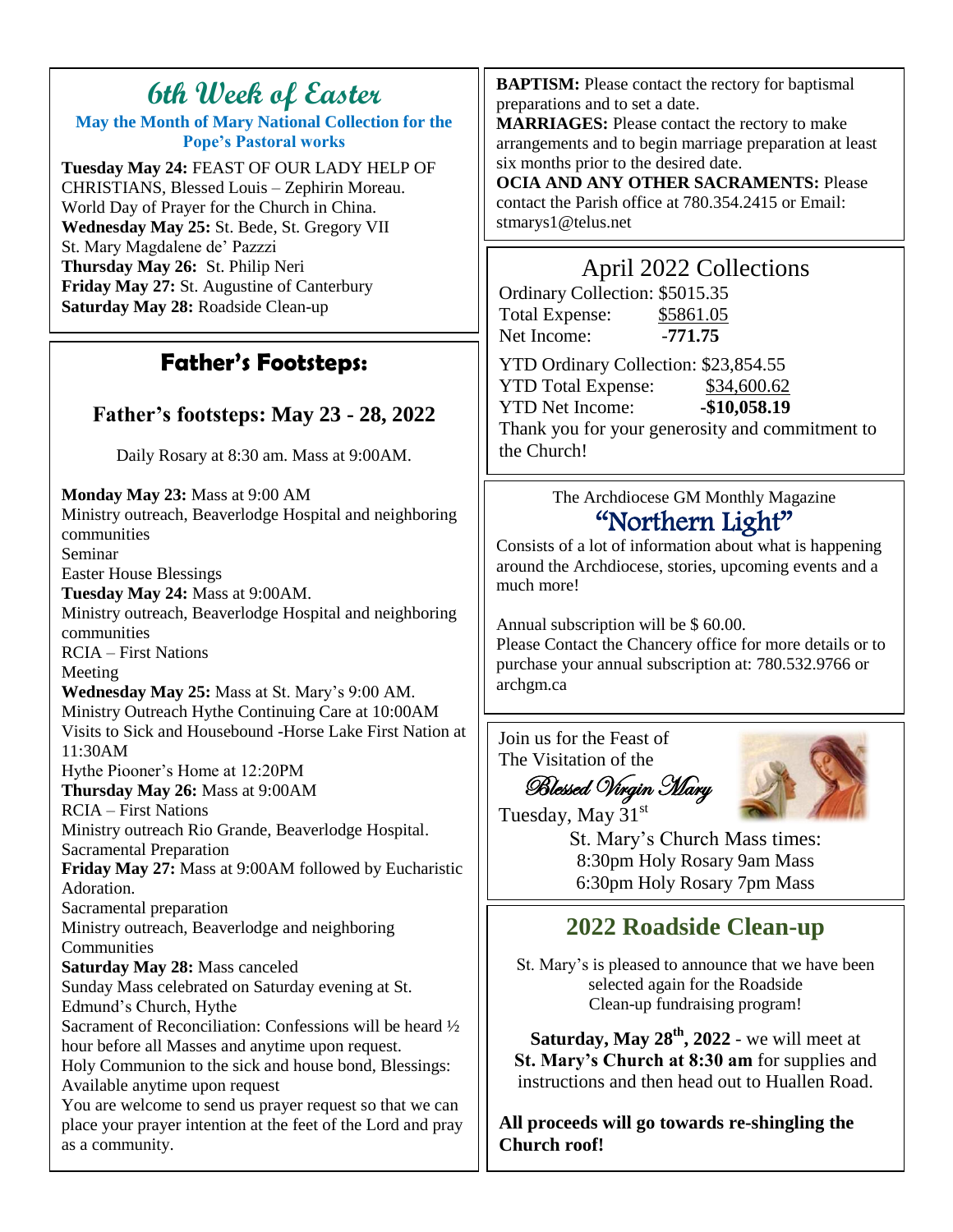# 6th Week of Easter

**May the Month of Mary National Collection for the Pope's Pastoral works**

**Tuesday May 24:** FEAST OF OUR LADY HELP OF CHRISTIANS, Blessed Louis – Zephirin Moreau. World Day of Prayer for the Church in China.
**Wednesday May 25:** St. Bede, St. Gregory VII St. Mary Magdalene de' Pazzzi
**Thursday May 26:** St. Philip Neri
**Friday May 27:** St. Augustine of Canterbury
**Saturday May 28:** Roadside Clean-up

## Father's Footsteps:

### Father's footsteps: May 23 - 28, 2022

Daily Rosary at 8:30 am. Mass at 9:00AM.

**Monday May 23:** Mass at 9:00 AM
Ministry outreach, Beaverlodge Hospital and neighboring communities
Seminar
Easter House Blessings
**Tuesday May 24:** Mass at 9:00AM.
Ministry outreach, Beaverlodge Hospital and neighboring communities
RCIA – First Nations
Meeting
**Wednesday May 25:** Mass at St. Mary's 9:00 AM.
Ministry Outreach Hythe Continuing Care at 10:00AM
Visits to Sick and Housebound -Horse Lake First Nation at 11:30AM
Hythe Piooner's Home at 12:20PM
**Thursday May 26:** Mass at 9:00AM
RCIA – First Nations
Ministry outreach Rio Grande, Beaverlodge Hospital.
Sacramental Preparation
**Friday May 27:** Mass at 9:00AM followed by Eucharistic Adoration.
Sacramental preparation
Ministry outreach, Beaverlodge and neighboring Communities
**Saturday May 28:** Mass canceled
Sunday Mass celebrated on Saturday evening at St. Edmund's Church, Hythe
Sacrament of Reconciliation: Confessions will be heard ½ hour before all Masses and anytime upon request.
Holy Communion to the sick and house bond, Blessings: Available anytime upon request
You are welcome to send us prayer request so that we can place your prayer intention at the feet of the Lord and pray as a community.

**BAPTISM:** Please contact the rectory for baptismal preparations and to set a date.
**MARRIAGES:** Please contact the rectory to make arrangements and to begin marriage preparation at least six months prior to the desired date.
**OCIA AND ANY OTHER SACRAMENTS:** Please contact the Parish office at 780.354.2415 or Email: stmarys1@telus.net

## April 2022 Collections

Ordinary Collection: $5015.35
Total Expense: $5861.05
Net Income: **-771.75**

YTD Ordinary Collection: $23,854.55
YTD Total Expense: $34,600.62
YTD Net Income: **-$10,058.19**
Thank you for your generosity and commitment to the Church!

The Archdiocese GM Monthly Magazine

## "Northern Light"

Consists of a lot of information about what is happening around the Archdiocese, stories, upcoming events and a much more!

Annual subscription will be $ 60.00.
Please Contact the Chancery office for more details or to purchase your annual subscription at: 780.532.9766 or archgm.ca

Join us for the Feast of The Visitation of the *Blessed Virgin Mary*
Tuesday, May 31st

St. Mary's Church Mass times:
8:30pm Holy Rosary 9am Mass
6:30pm Holy Rosary 7pm Mass

## 2022 Roadside Clean-up

St. Mary's is pleased to announce that we have been selected again for the Roadside Clean-up fundraising program!

**Saturday, May 28th, 2022** - we will meet at **St. Mary's Church at 8:30 am** for supplies and instructions and then head out to Huallen Road.

**All proceeds will go towards re-shingling the Church roof!**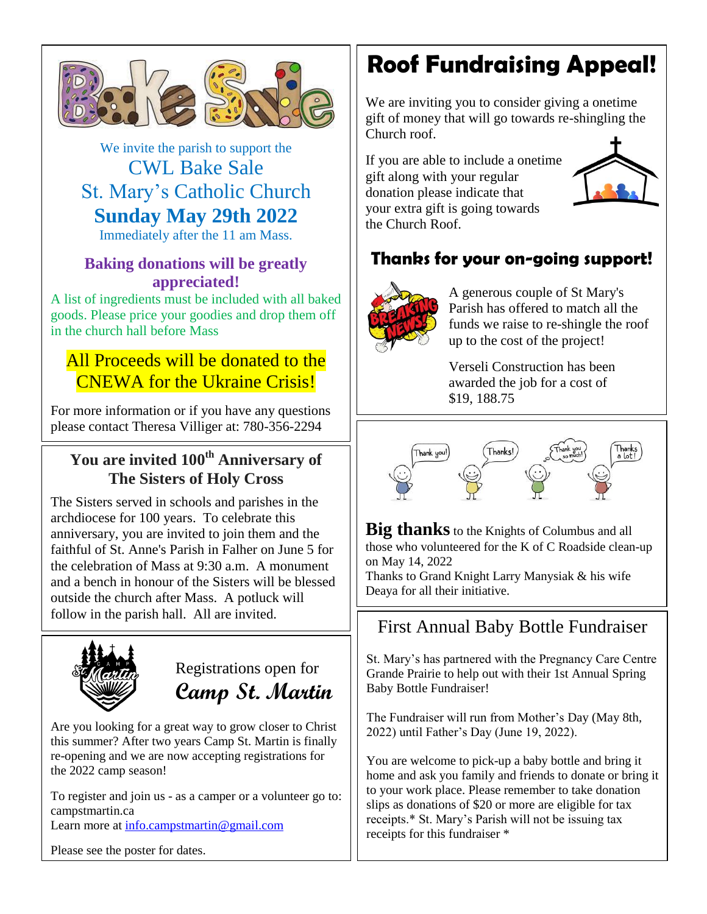# Bake Sale

We invite the parish to support the

CWL Bake Sale

St. Mary's Catholic Church

**Sunday May 29th 2022**

Immediately after the 11 am Mass.

**Baking donations will be greatly appreciated!**

A list of ingredients must be included with all baked goods. Please price your goodies and drop them off in the church hall before Mass

All Proceeds will be donated to the CNEWA for the Ukraine Crisis!

For more information or if you have any questions please contact Theresa Villiger at: 780-356-2294

## You are invited 100th Anniversary of The Sisters of Holy Cross

The Sisters served in schools and parishes in the archdiocese for 100 years. To celebrate this anniversary, you are invited to join them and the faithful of St. Anne's Parish in Falher on June 5 for the celebration of Mass at 9:30 a.m. A monument and a bench in honour of the Sisters will be blessed outside the church after Mass. A potluck will follow in the parish hall. All are invited.

## Registrations open for *Camp St. Martin*

Are you looking for a great way to grow closer to Christ this summer? After two years Camp St. Martin is finally re-opening and we are now accepting registrations for the 2022 camp season!

To register and join us - as a camper or a volunteer go to: campstmartin.ca
Learn more at info.campstmartin@gmail.com

Please see the poster for dates.

# Roof Fundraising Appeal!

We are inviting you to consider giving a onetime gift of money that will go towards re-shingling the Church roof.

If you are able to include a onetime gift along with your regular donation please indicate that your extra gift is going towards the Church Roof.

## Thanks for your on-going support!

A generous couple of St Mary's Parish has offered to match all the funds we raise to re-shingle the roof up to the cost of the project!

Verseli Construction has been awarded the job for a cost of $19, 188.75

**Big thanks** to the Knights of Columbus and all those who volunteered for the K of C Roadside clean-up on May 14, 2022
Thanks to Grand Knight Larry Manysiak & his wife Deaya for all their initiative.

## First Annual Baby Bottle Fundraiser

St. Mary's has partnered with the Pregnancy Care Centre Grande Prairie to help out with their 1st Annual Spring Baby Bottle Fundraiser!

The Fundraiser will run from Mother's Day (May 8th, 2022) until Father's Day (June 19, 2022).

You are welcome to pick-up a baby bottle and bring it home and ask you family and friends to donate or bring it to your work place. Please remember to take donation slips as donations of $20 or more are eligible for tax receipts.* St. Mary's Parish will not be issuing tax receipts for this fundraiser *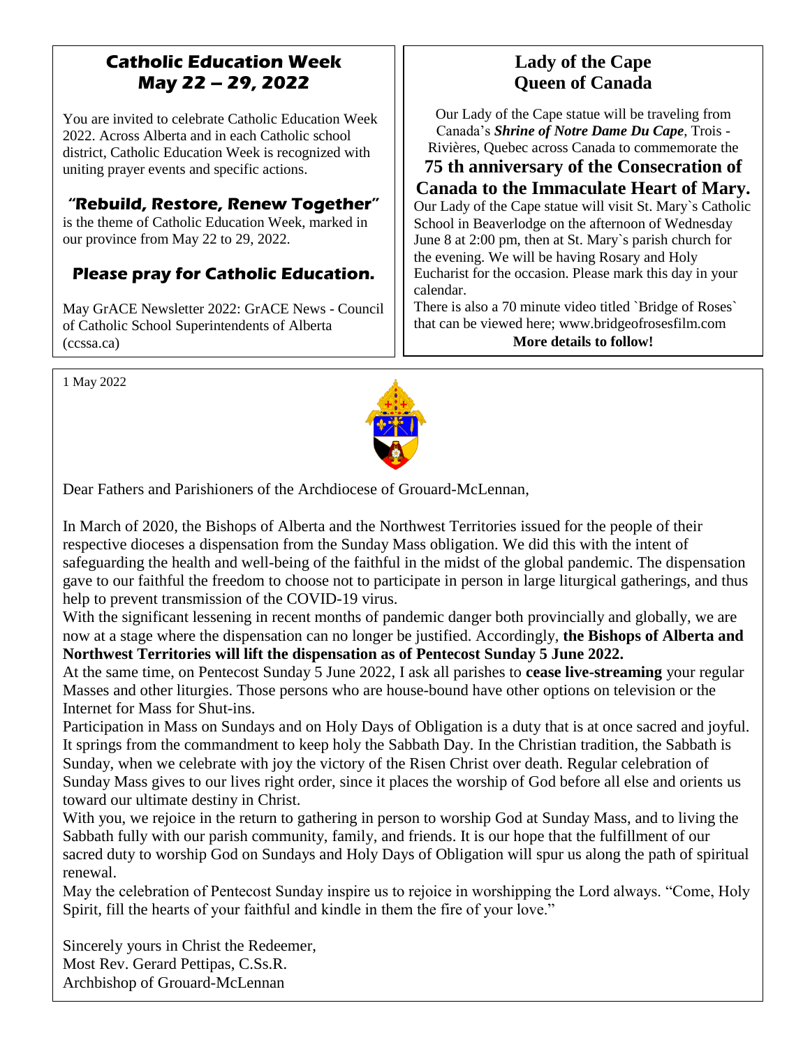## Catholic Education Week
## May 22 – 29, 2022

You are invited to celebrate Catholic Education Week 2022. Across Alberta and in each Catholic school district, Catholic Education Week is recognized with uniting prayer events and specific actions.

### "Rebuild, Restore, Renew Together"

is the theme of Catholic Education Week, marked in our province from May 22 to 29, 2022.

### Please pray for Catholic Education.

May GrACE Newsletter 2022: GrACE News - Council of Catholic School Superintendents of Alberta (ccssa.ca)

## Lady of the Cape
## Queen of Canada

Our Lady of the Cape statue will be traveling from Canada's ***Shrine of Notre Dame Du Cape***, Trois - Rivières, Quebec across Canada to commemorate the

### 75 th anniversary of the Consecration of Canada to the Immaculate Heart of Mary.

Our Lady of the Cape statue will visit St. Mary`s Catholic School in Beaverlodge on the afternoon of Wednesday June 8 at 2:00 pm, then at St. Mary`s parish church for the evening. We will be having Rosary and Holy Eucharist for the occasion. Please mark this day in your calendar.

There is also a 70 minute video titled `Bridge of Roses` that can be viewed here; www.bridgeofrosesfilm.com

**More details to follow!**

---

1 May 2022

Dear Fathers and Parishioners of the Archdiocese of Grouard-McLennan,

In March of 2020, the Bishops of Alberta and the Northwest Territories issued for the people of their respective dioceses a dispensation from the Sunday Mass obligation. We did this with the intent of safeguarding the health and well-being of the faithful in the midst of the global pandemic. The dispensation gave to our faithful the freedom to choose not to participate in person in large liturgical gatherings, and thus help to prevent transmission of the COVID-19 virus.

With the significant lessening in recent months of pandemic danger both provincially and globally, we are now at a stage where the dispensation can no longer be justified. Accordingly, **the Bishops of Alberta and Northwest Territories will lift the dispensation as of Pentecost Sunday 5 June 2022.**

At the same time, on Pentecost Sunday 5 June 2022, I ask all parishes to **cease live-streaming** your regular Masses and other liturgies. Those persons who are house-bound have other options on television or the Internet for Mass for Shut-ins.

Participation in Mass on Sundays and on Holy Days of Obligation is a duty that is at once sacred and joyful. It springs from the commandment to keep holy the Sabbath Day. In the Christian tradition, the Sabbath is Sunday, when we celebrate with joy the victory of the Risen Christ over death. Regular celebration of Sunday Mass gives to our lives right order, since it places the worship of God before all else and orients us toward our ultimate destiny in Christ.

With you, we rejoice in the return to gathering in person to worship God at Sunday Mass, and to living the Sabbath fully with our parish community, family, and friends. It is our hope that the fulfillment of our sacred duty to worship God on Sundays and Holy Days of Obligation will spur us along the path of spiritual renewal.

May the celebration of Pentecost Sunday inspire us to rejoice in worshipping the Lord always. "Come, Holy Spirit, fill the hearts of your faithful and kindle in them the fire of your love."

Sincerely yours in Christ the Redeemer,
Most Rev. Gerard Pettipas, C.Ss.R.
Archbishop of Grouard-McLennan